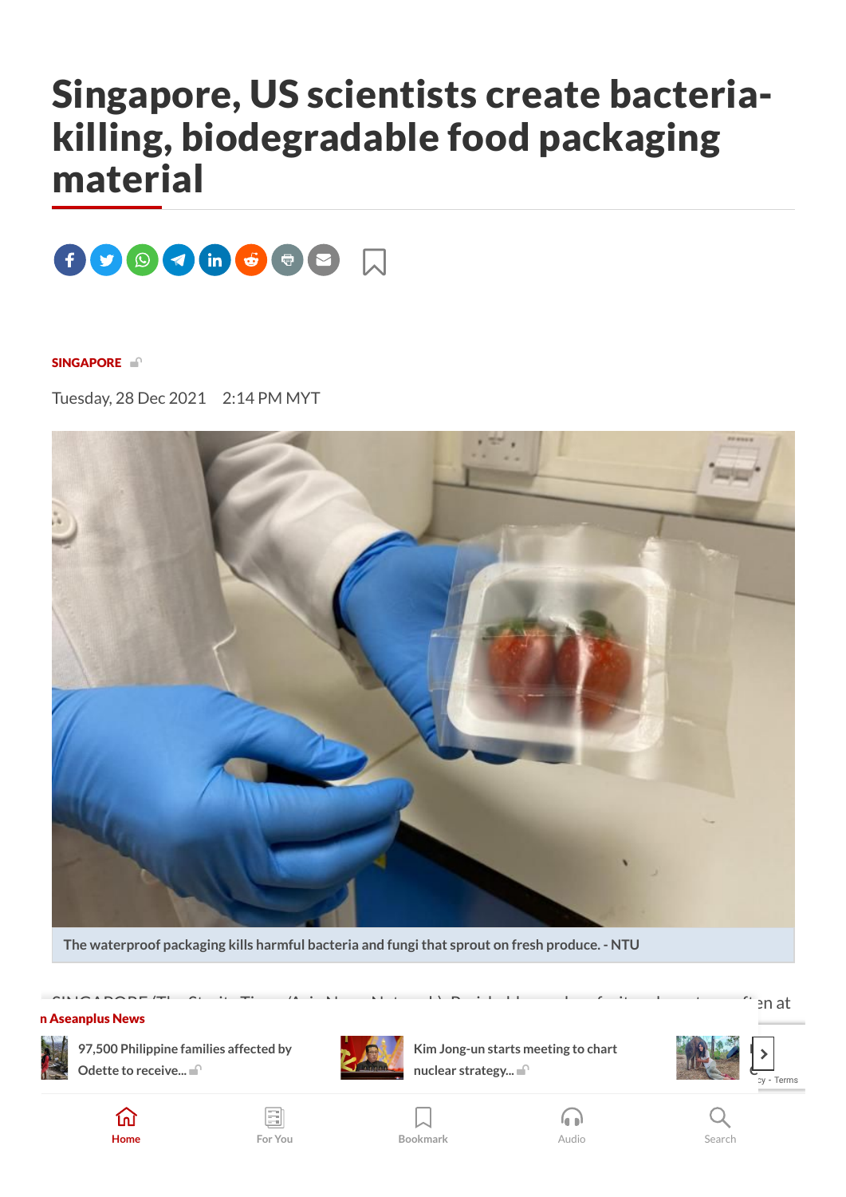# Singapore, US scientists create bacteria-killing, biodegradable food packaging material

SINGAPORE

Tuesday, 28 Dec 2021   2:14 PM MYT

The waterproof packaging kills harmful bacteria and fungi that sprout on fresh produce. - NTU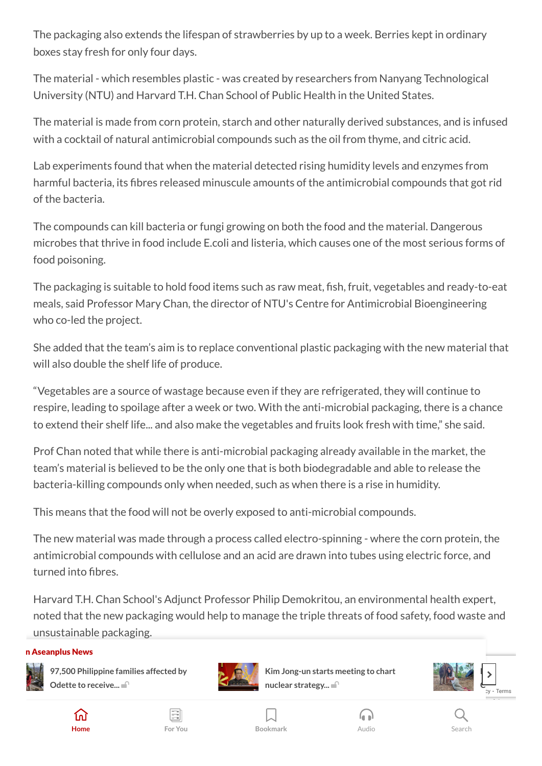The packaging also extends the lifespan of strawberries by up to a week. Berries kept in ordinary boxes stay fresh for only four days.

The material - which resembles plastic - was created by researchers from Nanyang Technological University (NTU) and Harvard T.H. Chan School of Public Health in the United States.

The material is made from corn protein, starch and other naturally derived substances, and is infused with a cocktail of natural antimicrobial compounds such as the oil from thyme, and citric acid.

Lab experiments found that when the material detected rising humidity levels and enzymes from harmful bacteria, its fibres released minuscule amounts of the antimicrobial compounds that got rid of the bacteria.

The compounds can kill bacteria or fungi growing on both the food and the material. Dangerous microbes that thrive in food include E.coli and listeria, which causes one of the most serious forms of food poisoning.

The packaging is suitable to hold food items such as raw meat, fish, fruit, vegetables and ready-to-eat meals, said Professor Mary Chan, the director of NTU's Centre for Antimicrobial Bioengineering who co-led the project.

She added that the team's aim is to replace conventional plastic packaging with the new material that will also double the shelf life of produce.

"Vegetables are a source of wastage because even if they are refrigerated, they will continue to respire, leading to spoilage after a week or two. With the anti-microbial packaging, there is a chance to extend their shelf life... and also make the vegetables and fruits look fresh with time," she said.

Prof Chan noted that while there is anti-microbial packaging already available in the market, the team's material is believed to be the only one that is both biodegradable and able to release the bacteria-killing compounds only when needed, such as when there is a rise in humidity.

This means that the food will not be overly exposed to anti-microbial compounds.

The new material was made through a process called electro-spinning - where the corn protein, the antimicrobial compounds with cellulose and an acid are drawn into tubes using electric force, and turned into fibres.

Harvard T.H. Chan School's Adjunct Professor Philip Demokritou, an environmental health expert, noted that the new packaging would help to manage the triple threats of food safety, food waste and unsustainable packaging.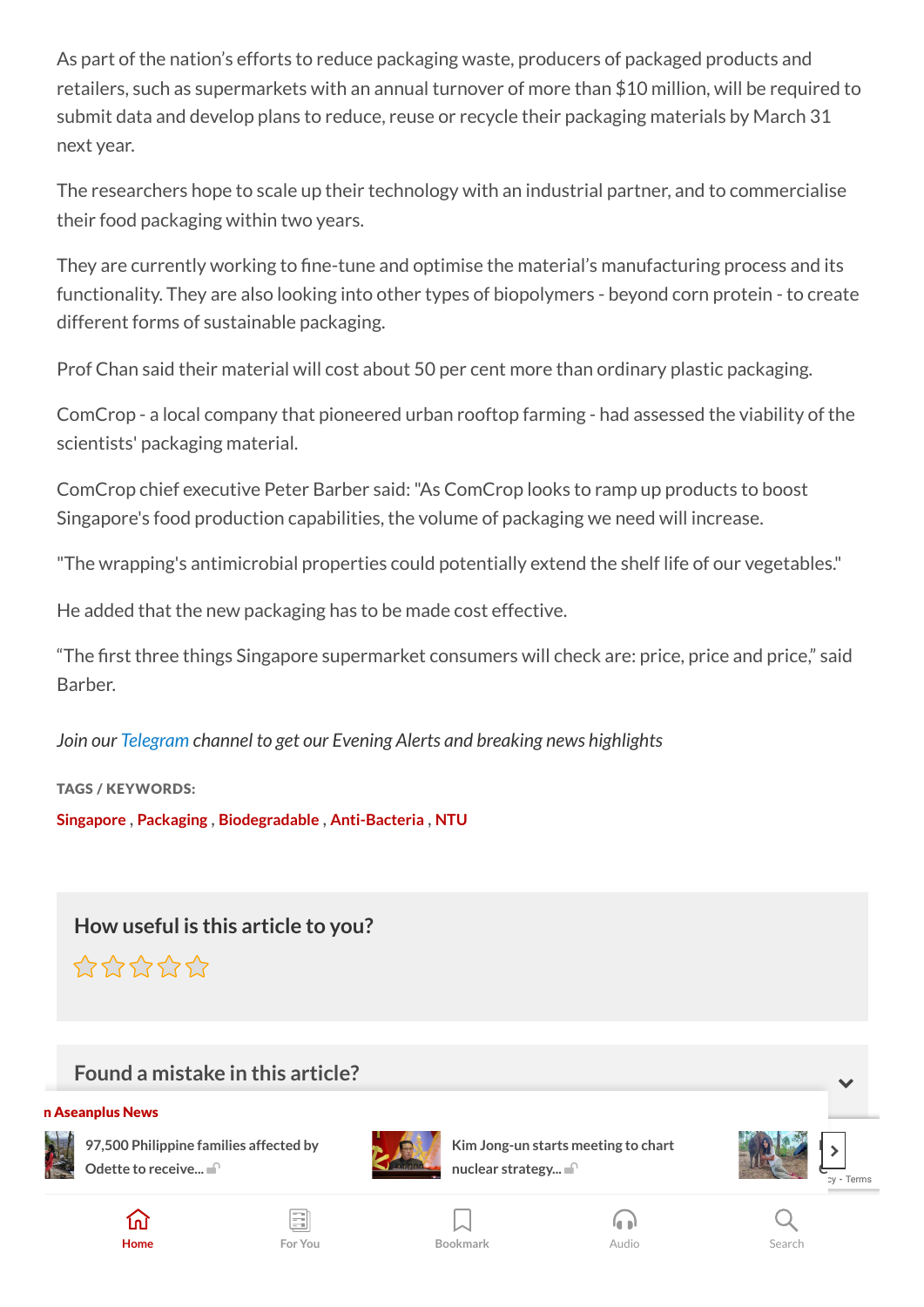As part of the nation's efforts to reduce packaging waste, producers of packaged products and retailers, such as supermarkets with an annual turnover of more than $10 million, will be required to submit data and develop plans to reduce, reuse or recycle their packaging materials by March 31 next year.

The researchers hope to scale up their technology with an industrial partner, and to commercialise their food packaging within two years.

They are currently working to fine-tune and optimise the material's manufacturing process and its functionality. They are also looking into other types of biopolymers - beyond corn protein - to create different forms of sustainable packaging.

Prof Chan said their material will cost about 50 per cent more than ordinary plastic packaging.

ComCrop - a local company that pioneered urban rooftop farming - had assessed the viability of the scientists' packaging material.

ComCrop chief executive Peter Barber said: "As ComCrop looks to ramp up products to boost Singapore's food production capabilities, the volume of packaging we need will increase.

"The wrapping's antimicrobial properties could potentially extend the shelf life of our vegetables."

He added that the new packaging has to be made cost effective.

"The first three things Singapore supermarket consumers will check are: price, price and price," said Barber.

*Join our Telegram channel to get our Evening Alerts and breaking news highlights*

**TAGS / KEYWORDS:**

Singapore , Packaging , Biodegradable , Anti-Bacteria , NTU